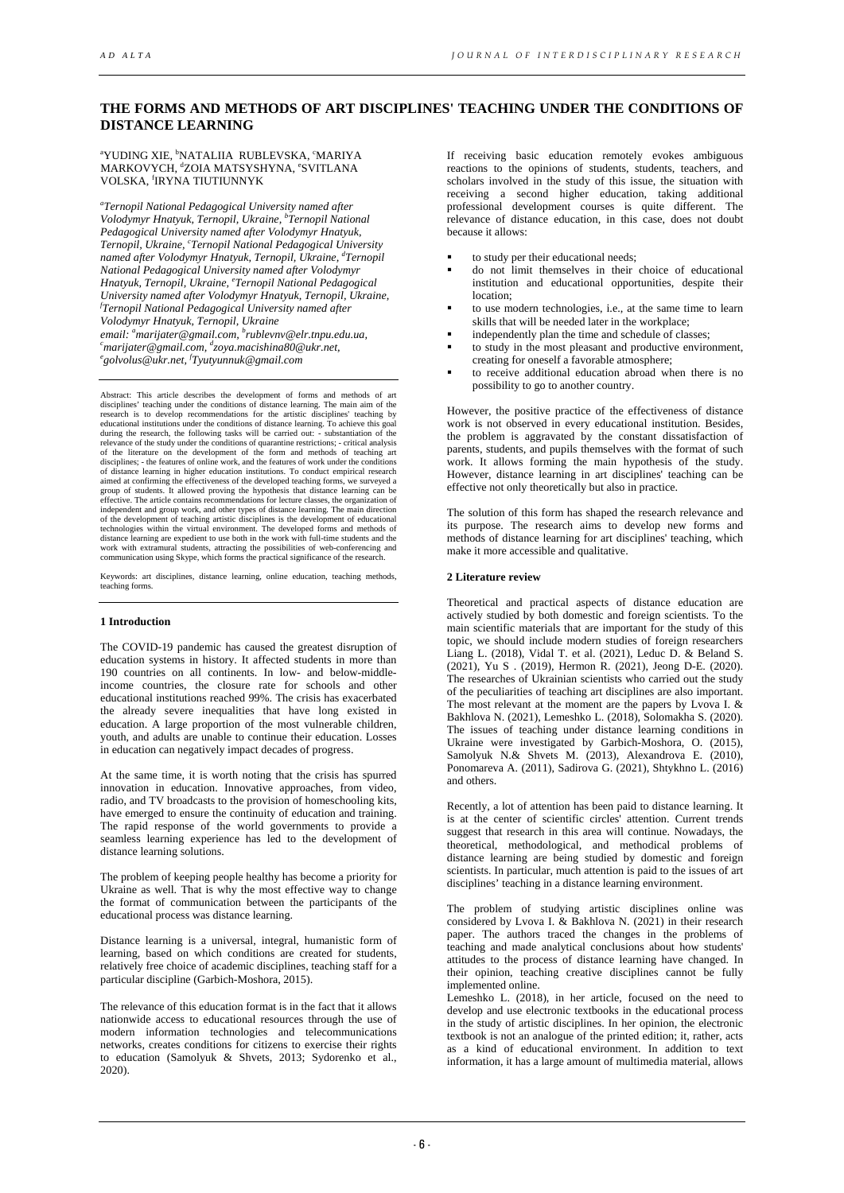# THE FORMS AND METHODS OF ART DISCIPLINES' TEACHING UNDER THE CONDITIONS OF DISTANCE LEARNING

[a]YUDING XIE, [b]NATALIIA RUBLEVSKA, [c]MARIYA MARKOVYCH, [d]ZOIA MATSYSHYNA, [e]SVITLANA VOLSKA, [f]IRYNA TIUTIUNNYK

*[a]Ternopil National Pedagogical University named after Volodymyr Hnatyuk, Ternopil, Ukraine, [b]Ternopil National Pedagogical University named after Volodymyr Hnatyuk, Ternopil, Ukraine, [c]Ternopil National Pedagogical University named after Volodymyr Hnatyuk, Ternopil, Ukraine, [d]Ternopil National Pedagogical University named after Volodymyr Hnatyuk, Ternopil, Ukraine, [e]Ternopil National Pedagogical University named after Volodymyr Hnatyuk, Ternopil, Ukraine, [f]Ternopil National Pedagogical University named after Volodymyr Hnatyuk, Ternopil, Ukraine*
*email: [a]marijater@gmail.com, [b]rublevnv@elr.tnpu.edu.ua, [c]marijater@gmail.com, [d]zoya.macishina80@ukr.net, [e]golvolus@ukr.net, [f]Tyutyunnuk@gmail.com*

Abstract: This article describes the development of forms and methods of art disciplines' teaching under the conditions of distance learning. The main aim of the research is to develop recommendations for the artistic disciplines' teaching by educational institutions under the conditions of distance learning. To achieve this goal during the research, the following tasks will be carried out: - substantiation of the relevance of the study under the conditions of quarantine restrictions; - critical analysis of the literature on the development of the form and methods of teaching art disciplines; - the features of online work, and the features of work under the conditions of distance learning in higher education institutions. To conduct empirical research aimed at confirming the effectiveness of the developed teaching forms, we surveyed a group of students. It allowed proving the hypothesis that distance learning can be effective. The article contains recommendations for lecture classes, the organization of independent and group work, and other types of distance learning. The main direction of the development of teaching artistic disciplines is the development of educational technologies within the virtual environment. The developed forms and methods of distance learning are expedient to use both in the work with full-time students and the work with extramural students, attracting the possibilities of web-conferencing and communication using Skype, which forms the practical significance of the research.

Keywords: art disciplines, distance learning, online education, teaching methods, teaching forms.

## 1 Introduction

The COVID-19 pandemic has caused the greatest disruption of education systems in history. It affected students in more than 190 countries on all continents. In low- and below-middle-income countries, the closure rate for schools and other educational institutions reached 99%. The crisis has exacerbated the already severe inequalities that have long existed in education. A large proportion of the most vulnerable children, youth, and adults are unable to continue their education. Losses in education can negatively impact decades of progress.

At the same time, it is worth noting that the crisis has spurred innovation in education. Innovative approaches, from video, radio, and TV broadcasts to the provision of homeschooling kits, have emerged to ensure the continuity of education and training. The rapid response of the world governments to provide a seamless learning experience has led to the development of distance learning solutions.

The problem of keeping people healthy has become a priority for Ukraine as well. That is why the most effective way to change the format of communication between the participants of the educational process was distance learning.

Distance learning is a universal, integral, humanistic form of learning, based on which conditions are created for students, relatively free choice of academic disciplines, teaching staff for a particular discipline (Garbich-Moshora, 2015).

The relevance of this education format is in the fact that it allows nationwide access to educational resources through the use of modern information technologies and telecommunications networks, creates conditions for citizens to exercise their rights to education (Samolyuk & Shvets, 2013; Sydorenko et al., 2020).

If receiving basic education remotely evokes ambiguous reactions to the opinions of students, students, teachers, and scholars involved in the study of this issue, the situation with receiving a second higher education, taking additional professional development courses is quite different. The relevance of distance education, in this case, does not doubt because it allows:

- to study per their educational needs;
- do not limit themselves in their choice of educational institution and educational opportunities, despite their location;
- to use modern technologies, i.e., at the same time to learn skills that will be needed later in the workplace;
- independently plan the time and schedule of classes;
- to study in the most pleasant and productive environment, creating for oneself a favorable atmosphere;
- to receive additional education abroad when there is no possibility to go to another country.

However, the positive practice of the effectiveness of distance work is not observed in every educational institution. Besides, the problem is aggravated by the constant dissatisfaction of parents, students, and pupils themselves with the format of such work. It allows forming the main hypothesis of the study. However, distance learning in art disciplines' teaching can be effective not only theoretically but also in practice.

The solution of this form has shaped the research relevance and its purpose. The research aims to develop new forms and methods of distance learning for art disciplines' teaching, which make it more accessible and qualitative.

## 2 Literature review

Theoretical and practical aspects of distance education are actively studied by both domestic and foreign scientists. To the main scientific materials that are important for the study of this topic, we should include modern studies of foreign researchers Liang L. (2018), Vidal T. et al. (2021), Leduc D. & Beland S. (2021), Yu S . (2019), Hermon R. (2021), Jeong D-E. (2020). The researches of Ukrainian scientists who carried out the study of the peculiarities of teaching art disciplines are also important. The most relevant at the moment are the papers by Lvova I. & Bakhlova N. (2021), Lemeshko L. (2018), Solomakha S. (2020). The issues of teaching under distance learning conditions in Ukraine were investigated by Garbich-Moshora, O. (2015), Samolyuk N.& Shvets M. (2013), Alexandrova E. (2010), Ponomareva A. (2011), Sadirova G. (2021), Shtykhno L. (2016) and others.

Recently, a lot of attention has been paid to distance learning. It is at the center of scientific circles' attention. Current trends suggest that research in this area will continue. Nowadays, the theoretical, methodological, and methodical problems of distance learning are being studied by domestic and foreign scientists. In particular, much attention is paid to the issues of art disciplines' teaching in a distance learning environment.

The problem of studying artistic disciplines online was considered by Lvova I. & Bakhlova N. (2021) in their research paper. The authors traced the changes in the problems of teaching and made analytical conclusions about how students' attitudes to the process of distance learning have changed. In their opinion, teaching creative disciplines cannot be fully implemented online.

Lemeshko L. (2018), in her article, focused on the need to develop and use electronic textbooks in the educational process in the study of artistic disciplines. In her opinion, the electronic textbook is not an analogue of the printed edition; it, rather, acts as a kind of educational environment. In addition to text information, it has a large amount of multimedia material, allows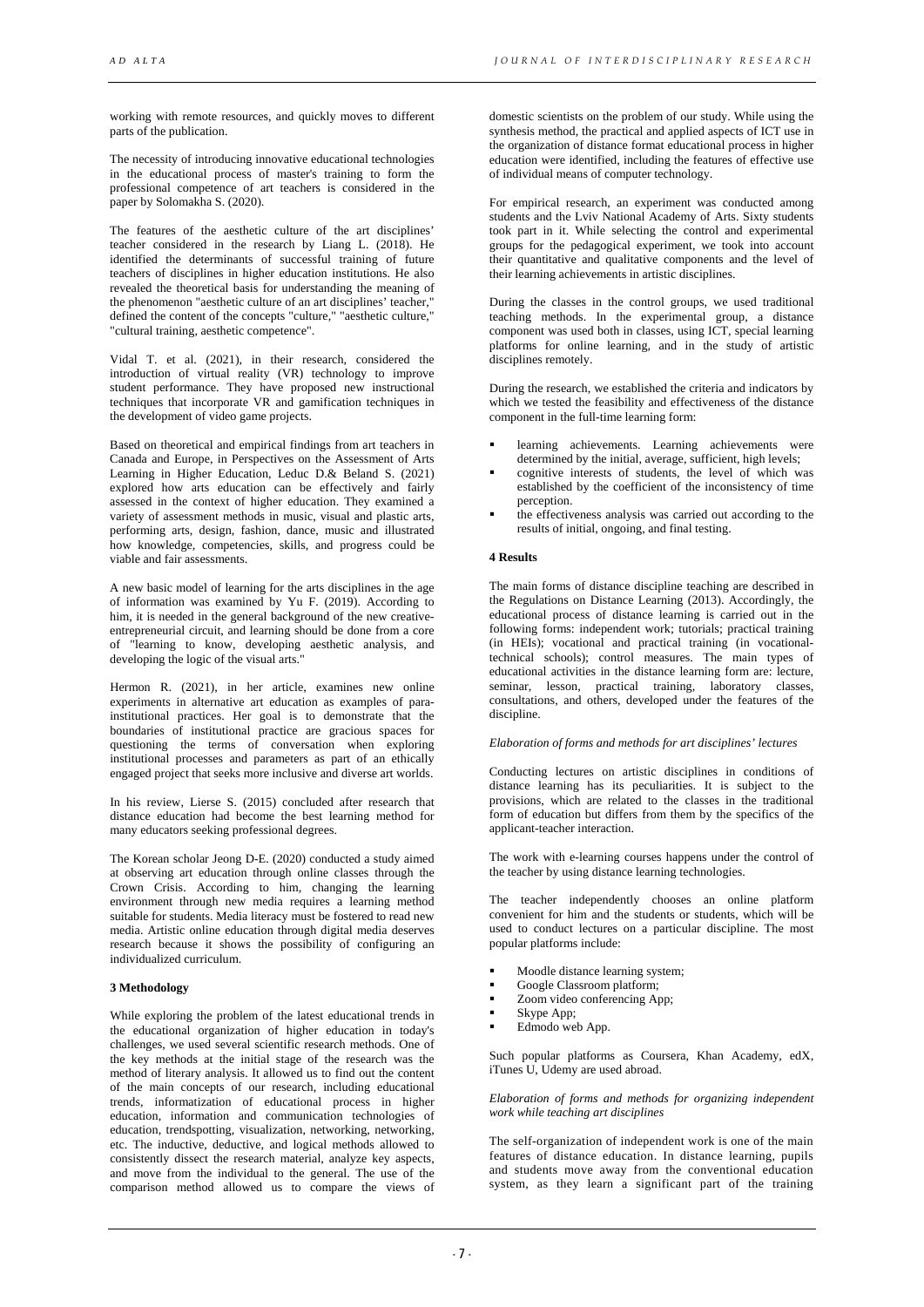working with remote resources, and quickly moves to different parts of the publication.

The necessity of introducing innovative educational technologies in the educational process of master's training to form the professional competence of art teachers is considered in the paper by Solomakha S. (2020).

The features of the aesthetic culture of the art disciplines' teacher considered in the research by Liang L. (2018). He identified the determinants of successful training of future teachers of disciplines in higher education institutions. He also revealed the theoretical basis for understanding the meaning of the phenomenon "aesthetic culture of an art disciplines' teacher," defined the content of the concepts "culture," "aesthetic culture," "cultural training, aesthetic competence".

Vidal T. et al. (2021), in their research, considered the introduction of virtual reality (VR) technology to improve student performance. They have proposed new instructional techniques that incorporate VR and gamification techniques in the development of video game projects.

Based on theoretical and empirical findings from art teachers in Canada and Europe, in Perspectives on the Assessment of Arts Learning in Higher Education, Leduc D.& Beland S. (2021) explored how arts education can be effectively and fairly assessed in the context of higher education. They examined a variety of assessment methods in music, visual and plastic arts, performing arts, design, fashion, dance, music and illustrated how knowledge, competencies, skills, and progress could be viable and fair assessments.

A new basic model of learning for the arts disciplines in the age of information was examined by Yu F. (2019). According to him, it is needed in the general background of the new creative-entrepreneurial circuit, and learning should be done from a core of "learning to know, developing aesthetic analysis, and developing the logic of the visual arts."

Hermon R. (2021), in her article, examines new online experiments in alternative art education as examples of para-institutional practices. Her goal is to demonstrate that the boundaries of institutional practice are gracious spaces for questioning the terms of conversation when exploring institutional processes and parameters as part of an ethically engaged project that seeks more inclusive and diverse art worlds.

In his review, Lierse S. (2015) concluded after research that distance education had become the best learning method for many educators seeking professional degrees.

The Korean scholar Jeong D-E. (2020) conducted a study aimed at observing art education through online classes through the Crown Crisis. According to him, changing the learning environment through new media requires a learning method suitable for students. Media literacy must be fostered to read new media. Artistic online education through digital media deserves research because it shows the possibility of configuring an individualized curriculum.

**3 Methodology**

While exploring the problem of the latest educational trends in the educational organization of higher education in today's challenges, we used several scientific research methods. One of the key methods at the initial stage of the research was the method of literary analysis. It allowed us to find out the content of the main concepts of our research, including educational trends, informatization of educational process in higher education, information and communication technologies of education, trendspotting, visualization, networking, networking, etc. The inductive, deductive, and logical methods allowed to consistently dissect the research material, analyze key aspects, and move from the individual to the general. The use of the comparison method allowed us to compare the views of domestic scientists on the problem of our study. While using the synthesis method, the practical and applied aspects of ICT use in the organization of distance format educational process in higher education were identified, including the features of effective use of individual means of computer technology.

For empirical research, an experiment was conducted among students and the Lviv National Academy of Arts. Sixty students took part in it. While selecting the control and experimental groups for the pedagogical experiment, we took into account their quantitative and qualitative components and the level of their learning achievements in artistic disciplines.

During the classes in the control groups, we used traditional teaching methods. In the experimental group, a distance component was used both in classes, using ICT, special learning platforms for online learning, and in the study of artistic disciplines remotely.

During the research, we established the criteria and indicators by which we tested the feasibility and effectiveness of the distance component in the full-time learning form:

- learning achievements. Learning achievements were determined by the initial, average, sufficient, high levels;
- cognitive interests of students, the level of which was established by the coefficient of the inconsistency of time perception.
- the effectiveness analysis was carried out according to the results of initial, ongoing, and final testing.

**4 Results**

The main forms of distance discipline teaching are described in the Regulations on Distance Learning (2013). Accordingly, the educational process of distance learning is carried out in the following forms: independent work; tutorials; practical training (in HEIs); vocational and practical training (in vocational-technical schools); control measures. The main types of educational activities in the distance learning form are: lecture, seminar, lesson, practical training, laboratory classes, consultations, and others, developed under the features of the discipline.

*Elaboration of forms and methods for art disciplines' lectures*

Conducting lectures on artistic disciplines in conditions of distance learning has its peculiarities. It is subject to the provisions, which are related to the classes in the traditional form of education but differs from them by the specifics of the applicant-teacher interaction.

The work with e-learning courses happens under the control of the teacher by using distance learning technologies.

The teacher independently chooses an online platform convenient for him and the students or students, which will be used to conduct lectures on a particular discipline. The most popular platforms include:

- Moodle distance learning system;
- Google Classroom platform;
- Zoom video conferencing App;
- Skype App;
- Edmodo web App.

Such popular platforms as Coursera, Khan Academy, edX, iTunes U, Udemy are used abroad.

*Elaboration of forms and methods for organizing independent work while teaching art disciplines*

The self-organization of independent work is one of the main features of distance education. In distance learning, pupils and students move away from the conventional education system, as they learn a significant part of the training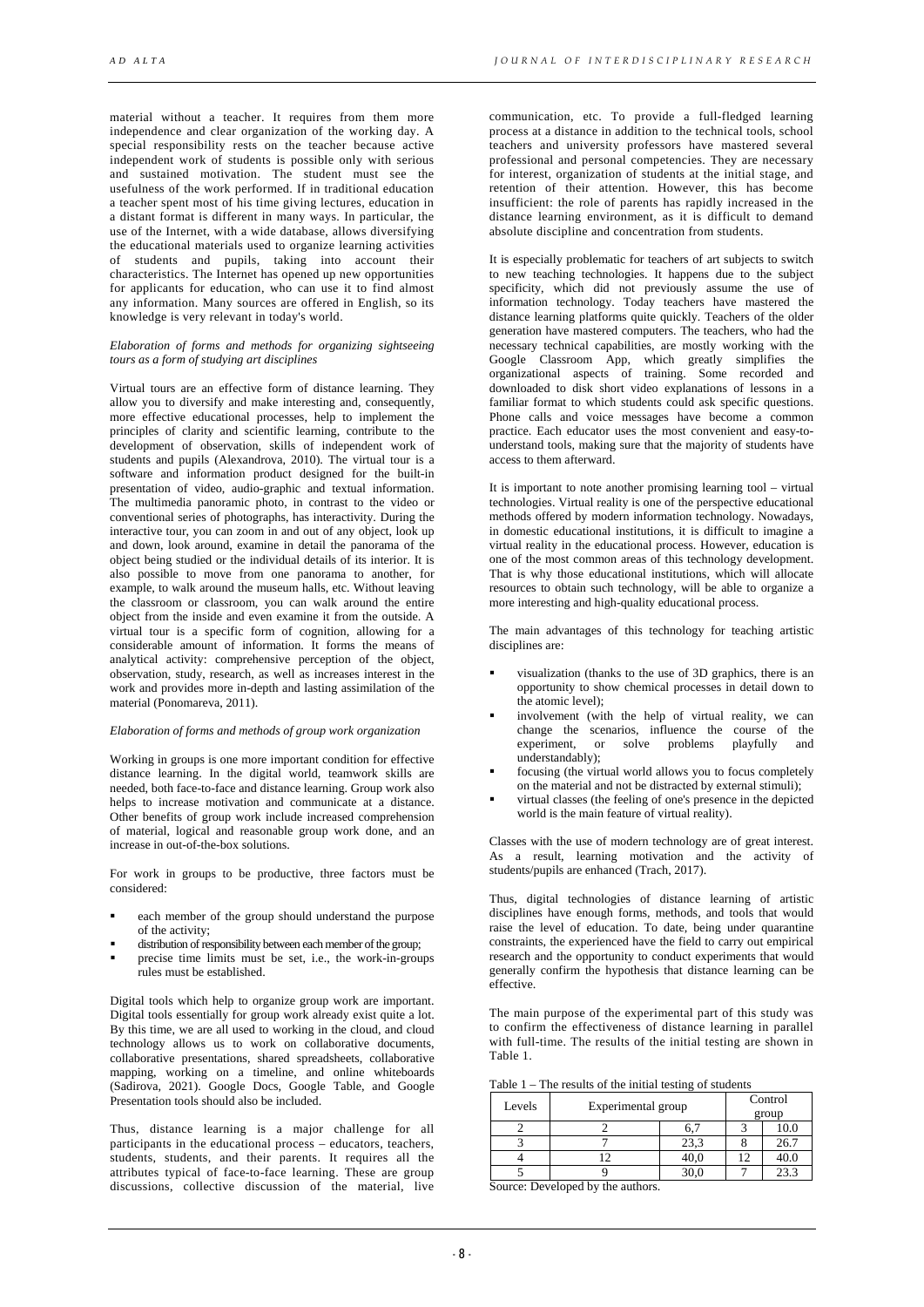material without a teacher. It requires from them more independence and clear organization of the working day. A special responsibility rests on the teacher because active independent work of students is possible only with serious and sustained motivation. The student must see the usefulness of the work performed. If in traditional education a teacher spent most of his time giving lectures, education in a distant format is different in many ways. In particular, the use of the Internet, with a wide database, allows diversifying the educational materials used to organize learning activities of students and pupils, taking into account their characteristics. The Internet has opened up new opportunities for applicants for education, who can use it to find almost any information. Many sources are offered in English, so its knowledge is very relevant in today's world.

*Elaboration of forms and methods for organizing sightseeing tours as a form of studying art disciplines*

Virtual tours are an effective form of distance learning. They allow you to diversify and make interesting and, consequently, more effective educational processes, help to implement the principles of clarity and scientific learning, contribute to the development of observation, skills of independent work of students and pupils (Alexandrova, 2010). The virtual tour is a software and information product designed for the built-in presentation of video, audio-graphic and textual information. The multimedia panoramic photo, in contrast to the video or conventional series of photographs, has interactivity. During the interactive tour, you can zoom in and out of any object, look up and down, look around, examine in detail the panorama of the object being studied or the individual details of its interior. It is also possible to move from one panorama to another, for example, to walk around the museum halls, etc. Without leaving the classroom or classroom, you can walk around the entire object from the inside and even examine it from the outside. A virtual tour is a specific form of cognition, allowing for a considerable amount of information. It forms the means of analytical activity: comprehensive perception of the object, observation, study, research, as well as increases interest in the work and provides more in-depth and lasting assimilation of the material (Ponomareva, 2011).

*Elaboration of forms and methods of group work organization*

Working in groups is one more important condition for effective distance learning. In the digital world, teamwork skills are needed, both face-to-face and distance learning. Group work also helps to increase motivation and communicate at a distance. Other benefits of group work include increased comprehension of material, logical and reasonable group work done, and an increase in out-of-the-box solutions.

For work in groups to be productive, three factors must be considered:

- each member of the group should understand the purpose of the activity;
- distribution of responsibility between each member of the group;
- precise time limits must be set, i.e., the work-in-groups rules must be established.

Digital tools which help to organize group work are important. Digital tools essentially for group work already exist quite a lot. By this time, we are all used to working in the cloud, and cloud technology allows us to work on collaborative documents, collaborative presentations, shared spreadsheets, collaborative mapping, working on a timeline, and online whiteboards (Sadirova, 2021). Google Docs, Google Table, and Google Presentation tools should also be included.

Thus, distance learning is a major challenge for all participants in the educational process – educators, teachers, students, students, and their parents. It requires all the attributes typical of face-to-face learning. These are group discussions, collective discussion of the material, live communication, etc. To provide a full-fledged learning process at a distance in addition to the technical tools, school teachers and university professors have mastered several professional and personal competencies. They are necessary for interest, organization of students at the initial stage, and retention of their attention. However, this has become insufficient: the role of parents has rapidly increased in the distance learning environment, as it is difficult to demand absolute discipline and concentration from students.

It is especially problematic for teachers of art subjects to switch to new teaching technologies. It happens due to the subject specificity, which did not previously assume the use of information technology. Today teachers have mastered the distance learning platforms quite quickly. Teachers of the older generation have mastered computers. The teachers, who had the necessary technical capabilities, are mostly working with the Google Classroom App, which greatly simplifies the organizational aspects of training. Some recorded and downloaded to disk short video explanations of lessons in a familiar format to which students could ask specific questions. Phone calls and voice messages have become a common practice. Each educator uses the most convenient and easy-to-understand tools, making sure that the majority of students have access to them afterward.

It is important to note another promising learning tool – virtual technologies. Virtual reality is one of the perspective educational methods offered by modern information technology. Nowadays, in domestic educational institutions, it is difficult to imagine a virtual reality in the educational process. However, education is one of the most common areas of this technology development. That is why those educational institutions, which will allocate resources to obtain such technology, will be able to organize a more interesting and high-quality educational process.

The main advantages of this technology for teaching artistic disciplines are:

- visualization (thanks to the use of 3D graphics, there is an opportunity to show chemical processes in detail down to the atomic level);
- involvement (with the help of virtual reality, we can change the scenarios, influence the course of the experiment, or solve problems playfully and understandably);
- focusing (the virtual world allows you to focus completely on the material and not be distracted by external stimuli);
- virtual classes (the feeling of one's presence in the depicted world is the main feature of virtual reality).

Classes with the use of modern technology are of great interest. As a result, learning motivation and the activity of students/pupils are enhanced (Trach, 2017).

Thus, digital technologies of distance learning of artistic disciplines have enough forms, methods, and tools that would raise the level of education. To date, being under quarantine constraints, the experienced have the field to carry out empirical research and the opportunity to conduct experiments that would generally confirm the hypothesis that distance learning can be effective.

The main purpose of the experimental part of this study was to confirm the effectiveness of distance learning in parallel with full-time. The results of the initial testing are shown in Table 1.

Table 1 – The results of the initial testing of students

| Levels | Experimental group | | Control group | |
|---|---|---|---|---|
| 2 | 2 | 6,7 | 3 | 10.0 |
| 3 | 7 | 23,3 | 8 | 26.7 |
| 4 | 12 | 40,0 | 12 | 40.0 |
| 5 | 9 | 30,0 | 7 | 23.3 |

Source: Developed by the authors.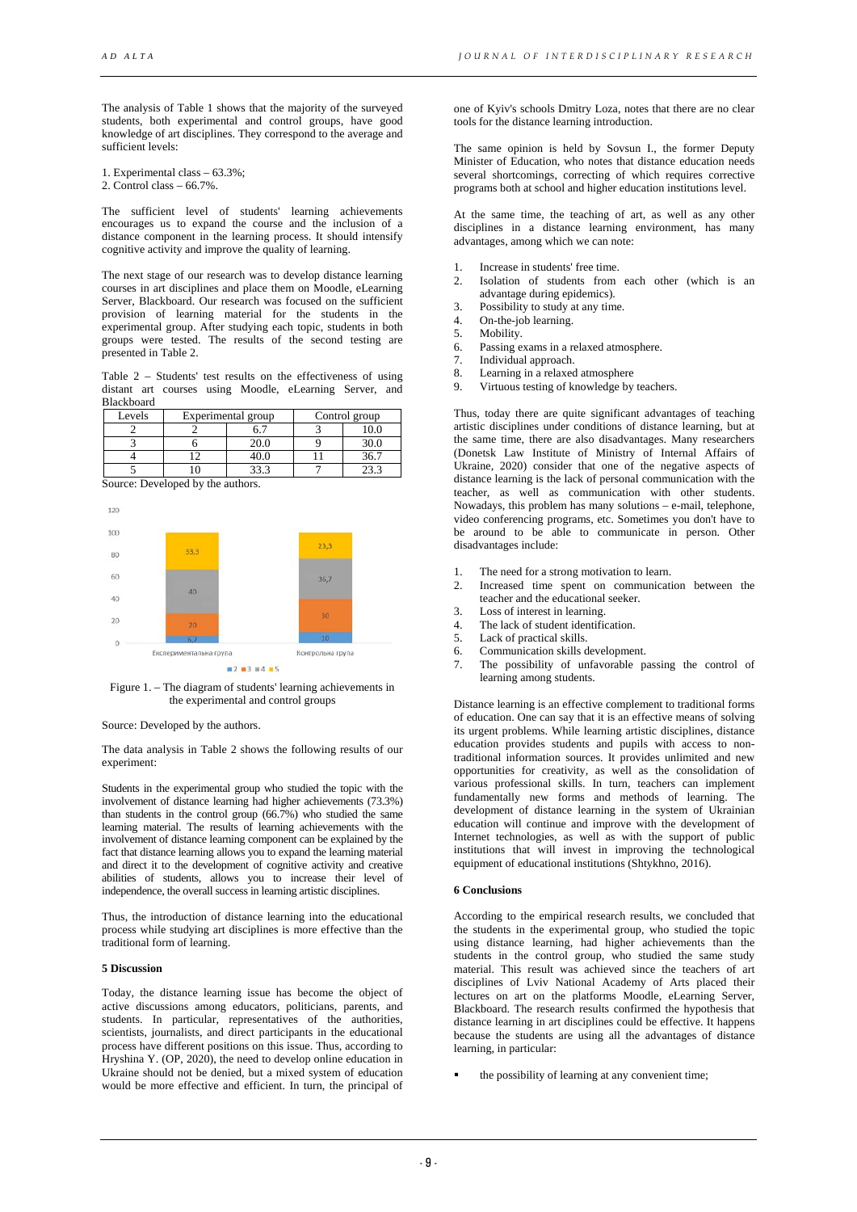The analysis of Table 1 shows that the majority of the surveyed students, both experimental and control groups, have good knowledge of art disciplines. They correspond to the average and sufficient levels:

1. Experimental class – 63.3%;
2. Control class – 66.7%.

The sufficient level of students' learning achievements encourages us to expand the course and the inclusion of a distance component in the learning process. It should intensify cognitive activity and improve the quality of learning.

The next stage of our research was to develop distance learning courses in art disciplines and place them on Moodle, eLearning Server, Blackboard. Our research was focused on the sufficient provision of learning material for the students in the experimental group. After studying each topic, students in both groups were tested. The results of the second testing are presented in Table 2.

Table 2 – Students' test results on the effectiveness of using distant art courses using Moodle, eLearning Server, and Blackboard

| Levels | Experimental group | | Control group | |
|---|---|---|---|---|
| 2 | 2 | 6.7 | 3 | 10.0 |
| 3 | 6 | 20.0 | 9 | 30.0 |
| 4 | 12 | 40.0 | 11 | 36.7 |
| 5 | 10 | 33.3 | 7 | 23.3 |

Source: Developed by the authors.

Figure 1. – The diagram of students' learning achievements in the experimental and control groups

Source: Developed by the authors.

The data analysis in Table 2 shows the following results of our experiment:

Students in the experimental group who studied the topic with the involvement of distance learning had higher achievements (73.3%) than students in the control group (66.7%) who studied the same learning material. The results of learning achievements with the involvement of distance learning component can be explained by the fact that distance learning allows you to expand the learning material and direct it to the development of cognitive activity and creative abilities of students, allows you to increase their level of independence, the overall success in learning artistic disciplines.

Thus, the introduction of distance learning into the educational process while studying art disciplines is more effective than the traditional form of learning.

## 5 Discussion

Today, the distance learning issue has become the object of active discussions among educators, politicians, parents, and students. In particular, representatives of the authorities, scientists, journalists, and direct participants in the educational process have different positions on this issue. Thus, according to Hryshina Y. (OP, 2020), the need to develop online education in Ukraine should not be denied, but a mixed system of education would be more effective and efficient. In turn, the principal of one of Kyiv's schools Dmitry Loza, notes that there are no clear tools for the distance learning introduction.

The same opinion is held by Sovsun I., the former Deputy Minister of Education, who notes that distance education needs several shortcomings, correcting of which requires corrective programs both at school and higher education institutions level.

At the same time, the teaching of art, as well as any other disciplines in a distance learning environment, has many advantages, among which we can note:

1. Increase in students' free time.
2. Isolation of students from each other (which is an advantage during epidemics).
3. Possibility to study at any time.
4. On-the-job learning.
5. Mobility.
6. Passing exams in a relaxed atmosphere.
7. Individual approach.
8. Learning in a relaxed atmosphere
9. Virtuous testing of knowledge by teachers.

Thus, today there are quite significant advantages of teaching artistic disciplines under conditions of distance learning, but at the same time, there are also disadvantages. Many researchers (Donetsk Law Institute of Ministry of Internal Affairs of Ukraine, 2020) consider that one of the negative aspects of distance learning is the lack of personal communication with the teacher, as well as communication with other students. Nowadays, this problem has many solutions – e-mail, telephone, video conferencing programs, etc. Sometimes you don't have to be around to be able to communicate in person. Other disadvantages include:

1. The need for a strong motivation to learn.
2. Increased time spent on communication between the teacher and the educational seeker.
3. Loss of interest in learning.
4. The lack of student identification.
5. Lack of practical skills.
6. Communication skills development.
7. The possibility of unfavorable passing the control of learning among students.

Distance learning is an effective complement to traditional forms of education. One can say that it is an effective means of solving its urgent problems. While learning artistic disciplines, distance education provides students and pupils with access to non-traditional information sources. It provides unlimited and new opportunities for creativity, as well as the consolidation of various professional skills. In turn, teachers can implement fundamentally new forms and methods of learning. The development of distance learning in the system of Ukrainian education will continue and improve with the development of Internet technologies, as well as with the support of public institutions that will invest in improving the technological equipment of educational institutions (Shtykhno, 2016).

## 6 Conclusions

According to the empirical research results, we concluded that the students in the experimental group, who studied the topic using distance learning, had higher achievements than the students in the control group, who studied the same study material. This result was achieved since the teachers of art disciplines of Lviv National Academy of Arts placed their lectures on art on the platforms Moodle, eLearning Server, Blackboard. The research results confirmed the hypothesis that distance learning in art disciplines could be effective. It happens because the students are using all the advantages of distance learning, in particular:

- the possibility of learning at any convenient time;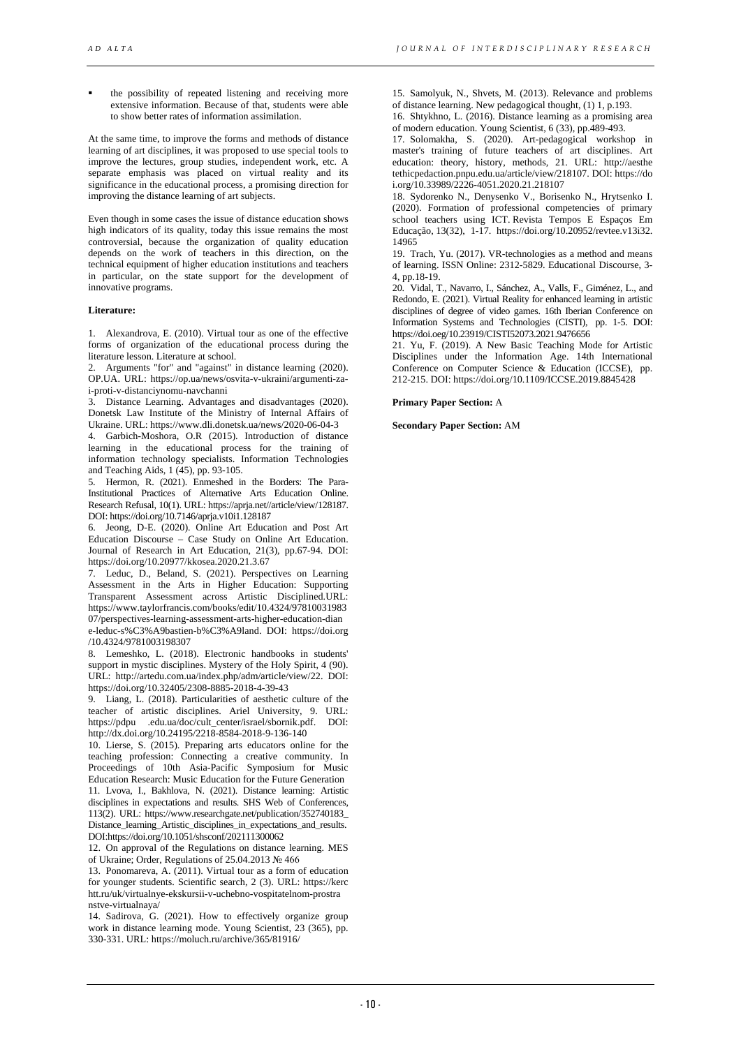- the possibility of repeated listening and receiving more extensive information. Because of that, students were able to show better rates of information assimilation.

At the same time, to improve the forms and methods of distance learning of art disciplines, it was proposed to use special tools to improve the lectures, group studies, independent work, etc. A separate emphasis was placed on virtual reality and its significance in the educational process, a promising direction for improving the distance learning of art subjects.

Even though in some cases the issue of distance education shows high indicators of its quality, today this issue remains the most controversial, because the organization of quality education depends on the work of teachers in this direction, on the technical equipment of higher education institutions and teachers in particular, on the state support for the development of innovative programs.

**Literature:**

1. Alexandrova, E. (2010). Virtual tour as one of the effective forms of organization of the educational process during the literature lesson. Literature at school.
2. Arguments "for" and "against" in distance learning (2020). OP.UA. URL: https://op.ua/news/osvita-v-ukraini/argumenti-za-i-proti-v-distanciynomu-navchanni
3. Distance Learning. Advantages and disadvantages (2020). Donetsk Law Institute of the Ministry of Internal Affairs of Ukraine. URL: https://www.dli.donetsk.ua/news/2020-06-04-3
4. Garbich-Moshora, O.R (2015). Introduction of distance learning in the educational process for the training of information technology specialists. Information Technologies and Teaching Aids, 1 (45), pp. 93-105.
5. Hermon, R. (2021). Enmeshed in the Borders: The Para-Institutional Practices of Alternative Arts Education Online. Research Refusal, 10(1). URL: https://aprja.net//article/view/128187. DOI: https://doi.org/10.7146/aprja.v10i1.128187
6. Jeong, D-E. (2020). Online Art Education and Post Art Education Discourse – Case Study on Online Art Education. Journal of Research in Art Education, 21(3), pp.67-94. DOI: https://doi.org/10.20977/kkosea.2020.21.3.67
7. Leduc, D., Beland, S. (2021). Perspectives on Learning Assessment in the Arts in Higher Education: Supporting Transparent Assessment across Artistic Disciplined.URL: https://www.taylorfrancis.com/books/edit/10.4324/97810031983 07/perspectives-learning-assessment-arts-higher-education-dian e-leduc-s%C3%A9bastien-b%C3%A9land. DOI: https://doi.org /10.4324/9781003198307
8. Lemeshko, L. (2018). Electronic handbooks in students' support in mystic disciplines. Mystery of the Holy Spirit, 4 (90). URL: http://artedu.com.ua/index.php/adm/article/view/22. DOI: https://doi.org/10.32405/2308-8885-2018-4-39-43
9. Liang, L. (2018). Particularities of aesthetic culture of the teacher of artistic disciplines. Ariel University, 9. URL: https://pdpu .edu.ua/doc/cult_center/israel/sbornik.pdf. DOI: http://dx.doi.org/10.24195/2218-8584-2018-9-136-140
10. Lierse, S. (2015). Preparing arts educators online for the teaching profession: Connecting a creative community. In Proceedings of 10th Asia-Pacific Symposium for Music Education Research: Music Education for the Future Generation
11. Lvova, I., Bakhlova, N. (2021). Distance learning: Artistic disciplines in expectations and results. SHS Web of Conferences, 113(2). URL: https://www.researchgate.net/publication/352740183_ Distance_learning_Artistic_disciplines_in_expectations_and_results. DOI:https://doi.org/10.1051/shsconf/202111300062
12. On approval of the Regulations on distance learning. MES of Ukraine; Order, Regulations of 25.04.2013 № 466
13. Ponomareva, A. (2011). Virtual tour as a form of education for younger students. Scientific search, 2 (3). URL: https://kerc htt.ru/uk/virtualnye-ekskursii-v-uchebno-vospitatelnom-prostra nstve-virtualnaya/
14. Sadirova, G. (2021). How to effectively organize group work in distance learning mode. Young Scientist, 23 (365), pp. 330-331. URL: https://moluch.ru/archive/365/81916/
15. Samolyuk, N., Shvets, M. (2013). Relevance and problems of distance learning. New pedagogical thought, (1) 1, p.193.
16. Shtykhno, L. (2016). Distance learning as a promising area of modern education. Young Scientist, 6 (33), pp.489-493.
17. Solomakha, S. (2020). Art-pedagogical workshop in master's training of future teachers of art disciplines. Art education: theory, history, methods, 21. URL: http://aesthe tethicpedaction.pnpu.edu.ua/article/view/218107. DOI: https://do i.org/10.33989/2226-4051.2020.21.218107
18. Sydorenko N., Denysenko V., Borisenko N., Hrytsenko I. (2020). Formation of professional competencies of primary school teachers using ICT. Revista Tempos E Espaços Em Educação, 13(32), 1-17. https://doi.org/10.20952/revtee.v13i32. 14965
19. Trach, Yu. (2017). VR-technologies as a method and means of learning. ISSN Online: 2312-5829. Educational Discourse, 3-4, pp.18-19.
20. Vidal, T., Navarro, I., Sánchez, A., Valls, F., Giménez, L., and Redondo, E. (2021). Virtual Reality for enhanced learning in artistic disciplines of degree of video games. 16th Iberian Conference on Information Systems and Technologies (CISTI), pp. 1-5. DOI: https://doi.oeg/10.23919/CISTI52073.2021.9476656
21. Yu, F. (2019). A New Basic Teaching Mode for Artistic Disciplines under the Information Age. 14th International Conference on Computer Science & Education (ICCSE), pp. 212-215. DOI: https://doi.org/10.1109/ICCSE.2019.8845428

**Primary Paper Section:** A

**Secondary Paper Section:** AM